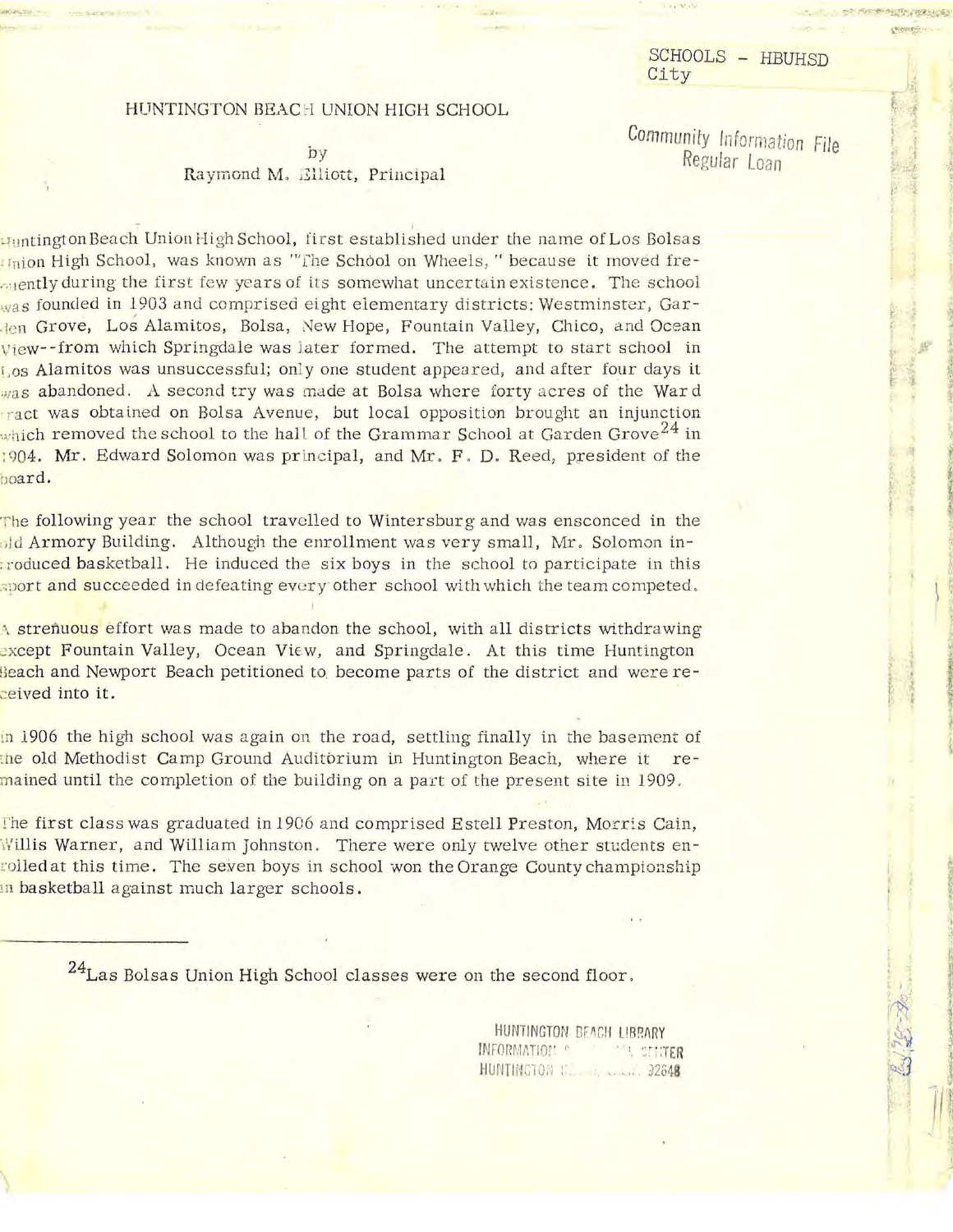SCHOOLS - HBUHSD
City

Community Information File
Regular Loan

# HUNTINGTON BEACH UNION HIGH SCHOOL

by
Raymond M. Elliott, Principal

Huntington Beach Union High School, first established under the name of Los Bolsas Union High School, was known as "The School on Wheels," because it moved frequently during the first few years of its somewhat uncertain existence. The school was founded in 1903 and comprised eight elementary districts: Westminster, Garden Grove, Los Alamitos, Bolsa, New Hope, Fountain Valley, Chico, and Ocean View--from which Springdale was later formed. The attempt to start school in Los Alamitos was unsuccessful; only one student appeared, and after four days it was abandoned. A second try was made at Bolsa where forty acres of the Ward tract was obtained on Bolsa Avenue, but local opposition brought an injunction which removed the school to the hall of the Grammar School at Garden Grove[24] in 1904. Mr. Edward Solomon was principal, and Mr. F. D. Reed, president of the board.

The following year the school travelled to Wintersburg and was ensconced in the old Armory Building. Although the enrollment was very small, Mr. Solomon introduced basketball. He induced the six boys in the school to participate in this sport and succeeded in defeating every other school with which the team competed.

A strenuous effort was made to abandon the school, with all districts withdrawing except Fountain Valley, Ocean View, and Springdale. At this time Huntington Beach and Newport Beach petitioned to become parts of the district and were received into it.

In 1906 the high school was again on the road, settling finally in the basement of the old Methodist Camp Ground Auditorium in Huntington Beach, where it remained until the completion of the building on a part of the present site in 1909.

The first class was graduated in 1906 and comprised Estell Preston, Morris Cain, Willis Warner, and William Johnston. There were only twelve other students enrolled at this time. The seven boys in school won the Orange County championship in basketball against much larger schools.

---

[24] Las Bolsas Union High School classes were on the second floor.

HUNTINGTON BEACH LIBRARY
INFORMATION ... CENTER
HUNTINGTON ... 92648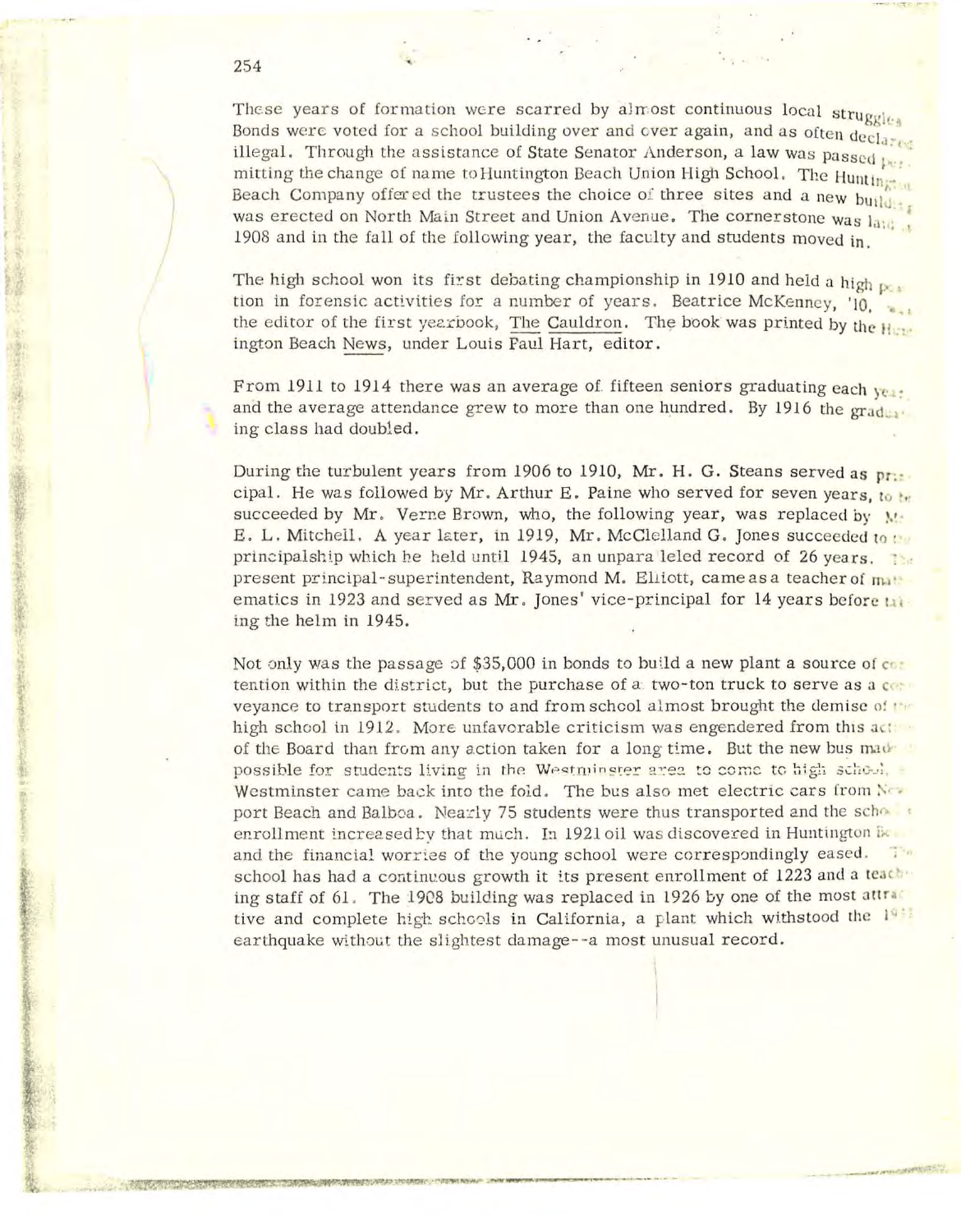These years of formation were scarred by almost continuous local struggles. Bonds were voted for a school building over and over again, and as often declared illegal. Through the assistance of State Senator Anderson, a law was passed permitting the change of name to Huntington Beach Union High School. The Huntington Beach Company offered the trustees the choice of three sites and a new building was erected on North Main Street and Union Avenue. The cornerstone was laid in 1908 and in the fall of the following year, the faculty and students moved in.

The high school won its first debating championship in 1910 and held a high position in forensic activities for a number of years. Beatrice McKenney, '10, was the editor of the first yearbook, The Cauldron. The book was printed by the Huntington Beach News, under Louis Paul Hart, editor.

From 1911 to 1914 there was an average of fifteen seniors graduating each year and the average attendance grew to more than one hundred. By 1916 the graduating class had doubled.

During the turbulent years from 1906 to 1910, Mr. H. G. Steans served as principal. He was followed by Mr. Arthur E. Paine who served for seven years, to be succeeded by Mr. Verne Brown, who, the following year, was replaced by Mr. E. L. Mitchell. A year later, in 1919, Mr. McClelland G. Jones succeeded to the principalship which he held until 1945, an unparaleled record of 26 years. The present principal-superintendent, Raymond M. Elliott, came as a teacher of mathematics in 1923 and served as Mr. Jones' vice-principal for 14 years before taking the helm in 1945.

Not only was the passage of $35,000 in bonds to build a new plant a source of contention within the district, but the purchase of a two-ton truck to serve as a conveyance to transport students to and from school almost brought the demise of the high school in 1912. More unfavorable criticism was engendered from this action of the Board than from any action taken for a long time. But the new bus made it possible for students living in the Westminster area to come to high school. Westminster came back into the fold. The bus also met electric cars from Newport Beach and Balboa. Nearly 75 students were thus transported and the school enrollment increased by that much. In 1921 oil was discovered in Huntington Beach and the financial worries of the young school were correspondingly eased. The school has had a continuous growth it its present enrollment of 1223 and a teaching staff of 61. The 1908 building was replaced in 1926 by one of the most attractive and complete high schools in California, a plant which withstood the 19__ earthquake without the slightest damage--a most unusual record.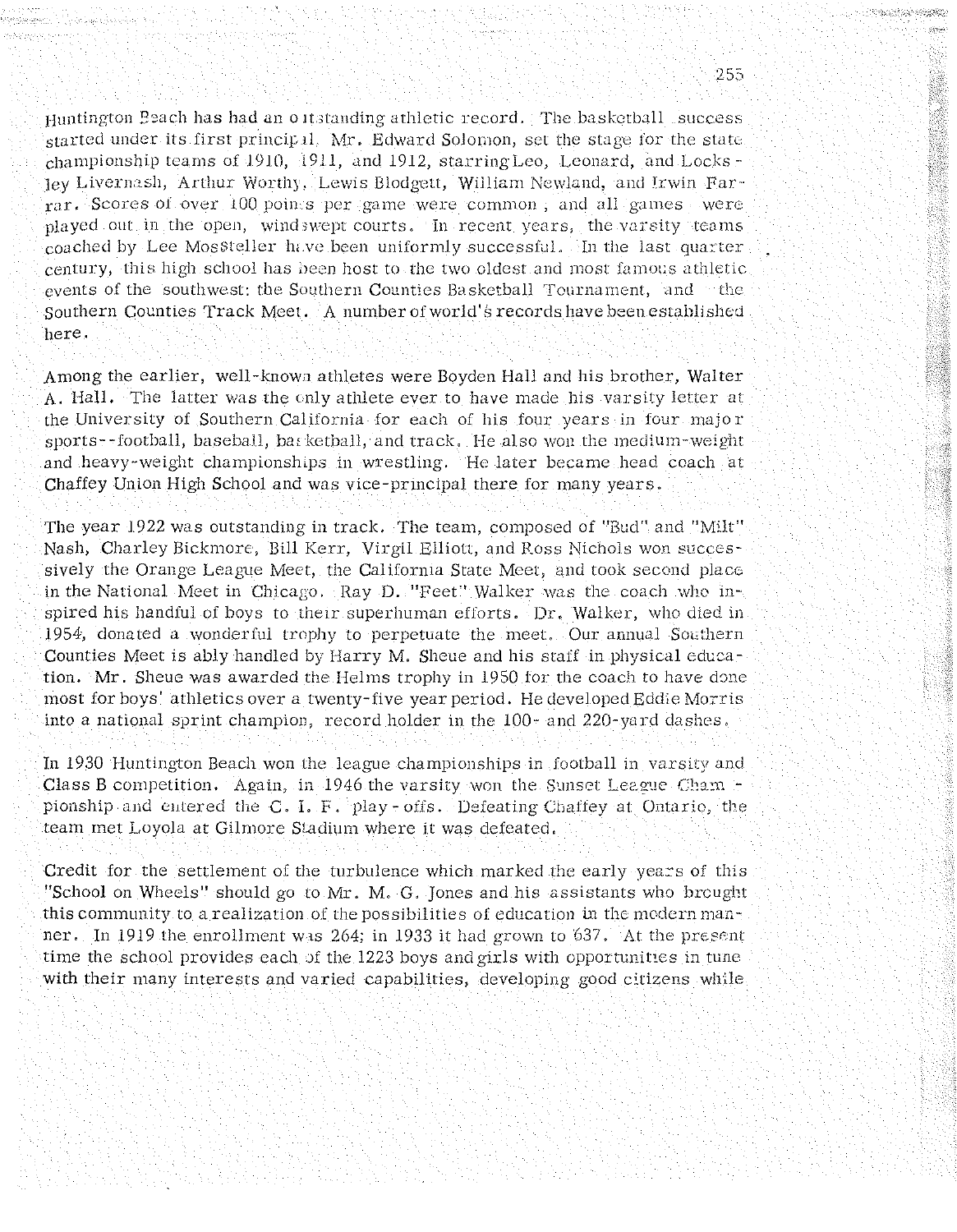Huntington Beach has had an outstanding athletic record. The basketball success started under its first principal, Mr. Edward Solomon, set the stage for the state championship teams of 1910, 1911, and 1912, starring Leo, Leonard, and Locksley Livernash, Arthur Worthy, Lewis Blodgett, William Newland, and Irwin Farrar. Scores of over 100 points per game were common, and all games were played out in the open, windswept courts. In recent years, the varsity teams coached by Lee Mossteller have been uniformly successful. In the last quarter century, this high school has been host to the two oldest and most famous athletic events of the southwest: the Southern Counties Basketball Tournament, and the Southern Counties Track Meet. A number of world's records have been established here.

Among the earlier, well-known athletes were Boyden Hall and his brother, Walter A. Hall. The latter was the only athlete ever to have made his varsity letter at the University of Southern California for each of his four years in four major sports--football, baseball, basketball, and track. He also won the medium-weight and heavy-weight championships in wrestling. He later became head coach at Chaffey Union High School and was vice-principal there for many years.

The year 1922 was outstanding in track. The team, composed of "Bud" and "Milt" Nash, Charley Bickmore, Bill Kerr, Virgil Elliott, and Ross Nichols won successively the Orange League Meet, the California State Meet, and took second place in the National Meet in Chicago. Ray D. "Feet" Walker was the coach who inspired his handful of boys to their superhuman efforts. Dr. Walker, who died in 1954, donated a wonderful trophy to perpetuate the meet. Our annual Southern Counties Meet is ably handled by Harry M. Sheue and his staff in physical education. Mr. Sheue was awarded the Helms trophy in 1950 for the coach to have done most for boys' athletics over a twenty-five year period. He developed Eddie Morris into a national sprint champion, record holder in the 100- and 220-yard dashes.

In 1930 Huntington Beach won the league championships in football in varsity and Class B competition. Again, in 1946 the varsity won the Sunset League Championship and entered the C. I. F. play-offs. Defeating Chaffey at Ontario, the team met Loyola at Gilmore Stadium where it was defeated.

Credit for the settlement of the turbulence which marked the early years of this "School on Wheels" should go to Mr. M. G. Jones and his assistants who brought this community to a realization of the possibilities of education in the modern manner. In 1919 the enrollment was 264; in 1933 it had grown to 637. At the present time the school provides each of the 1223 boys and girls with opportunities in tune with their many interests and varied capabilities, developing good citizens while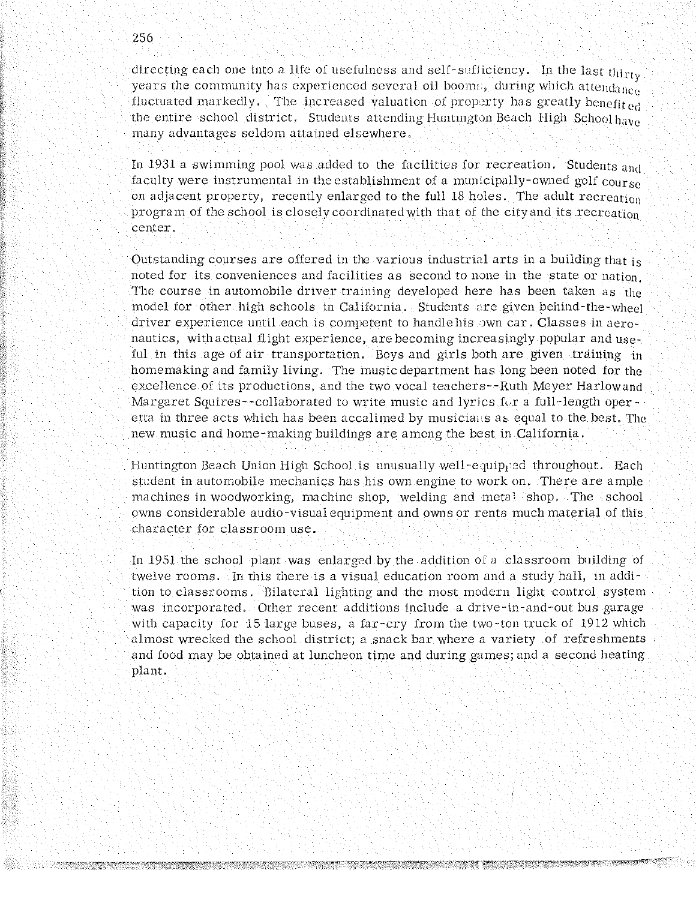directing each one into a life of usefulness and self-sufficiency. In the last thirty years the community has experienced several oil booms, during which attendance fluctuated markedly. The increased valuation of property has greatly benefited the entire school district. Students attending Huntington Beach High School have many advantages seldom attained elsewhere.

In 1931 a swimming pool was added to the facilities for recreation. Students and faculty were instrumental in the establishment of a municipally-owned golf course on adjacent property, recently enlarged to the full 18 holes. The adult recreation program of the school is closely coordinated with that of the city and its recreation center.

Outstanding courses are offered in the various industrial arts in a building that is noted for its conveniences and facilities as second to none in the state or nation. The course in automobile driver training developed here has been taken as the model for other high schools in California. Students are given behind-the-wheel driver experience until each is competent to handle his own car. Classes in aeronautics, with actual flight experience, are becoming increasingly popular and useful in this age of air transportation. Boys and girls both are given training in homemaking and family living. The music department has long been noted for the excellence of its productions, and the two vocal teachers--Ruth Meyer Harlow and Margaret Squires--collaborated to write music and lyrics for a full-length operetta in three acts which has been accalimed by musicians as equal to the best. The new music and home-making buildings are among the best in California.

Huntington Beach Union High School is unusually well-equipped throughout. Each student in automobile mechanics has his own engine to work on. There are ample machines in woodworking, machine shop, welding and metal shop. The school owns considerable audio-visual equipment and owns or rents much material of this character for classroom use.

In 1951 the school plant was enlarged by the addition of a classroom building of twelve rooms. In this there is a visual education room and a study hall, in addition to classrooms. Bilateral lighting and the most modern light control system was incorporated. Other recent additions include a drive-in-and-out bus garage with capacity for 15 large buses, a far-cry from the two-ton truck of 1912 which almost wrecked the school district; a snack bar where a variety of refreshments and food may be obtained at luncheon time and during games; and a second heating plant.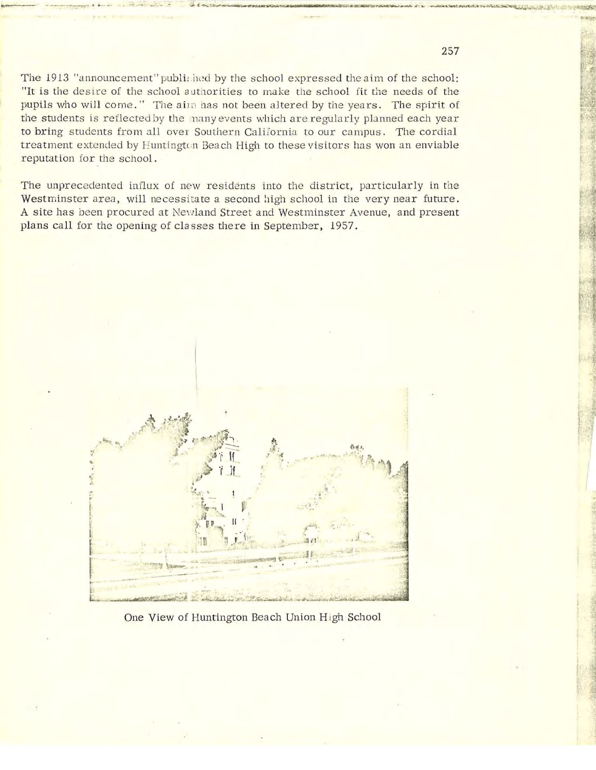The 1913 "announcement" published by the school expressed the aim of the school: "It is the desire of the school authorities to make the school fit the needs of the pupils who will come." The aim has not been altered by the years. The spirit of the students is reflected by the many events which are regularly planned each year to bring students from all over Southern California to our campus. The cordial treatment extended by Huntington Beach High to these visitors has won an enviable reputation for the school.

The unprecedented influx of new residents into the district, particularly in the Westminster area, will necessitate a second high school in the very near future. A site has been procured at Newland Street and Westminster Avenue, and present plans call for the opening of classes there in September, 1957.

One View of Huntington Beach Union High School